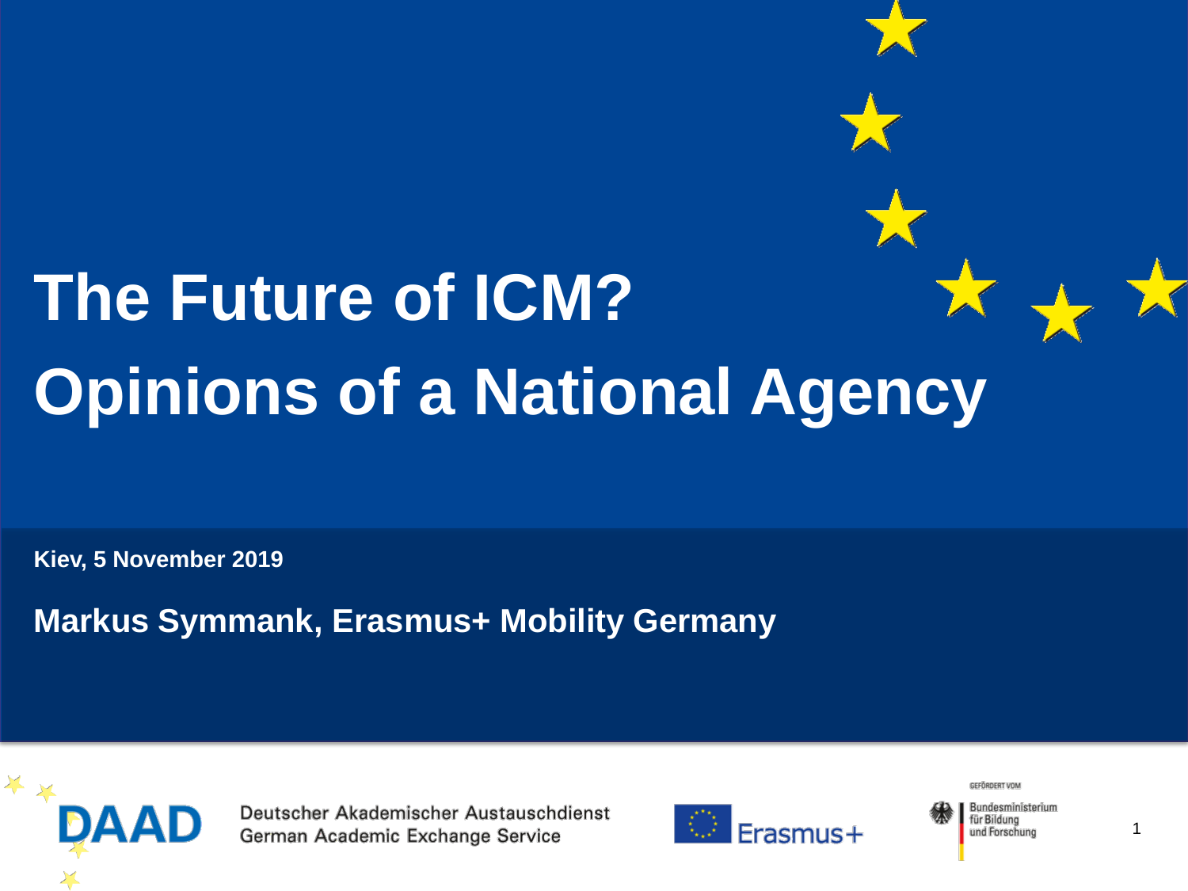# The Future of ICM?
# Opinions of a National Agency

**Kiev, 5 November 2019**

**Markus Symmank, Erasmus+ Mobility Germany**

Deutscher Akademischer Austauschdienst
German Academic Exchange Service

Erasmus+

GEFÖRDERT VOM
Bundesministerium für Bildung und Forschung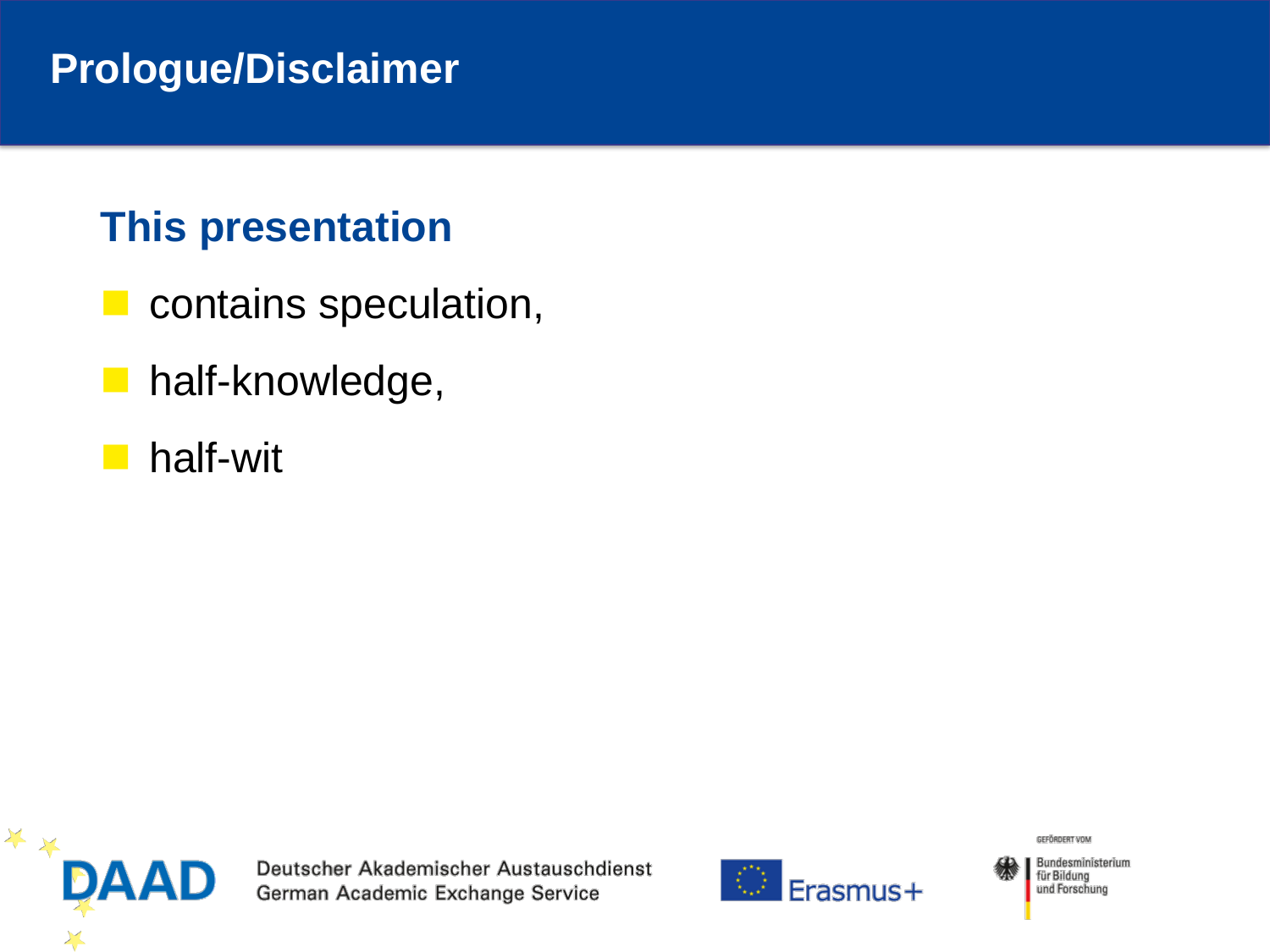# Prologue/Disclaimer

## This presentation

- contains speculation,
- half-knowledge,
- half-wit

Deutscher Akademischer Austauschdienst
German Academic Exchange Service

Erasmus+

GEFÖRDERT VOM
Bundesministerium für Bildung und Forschung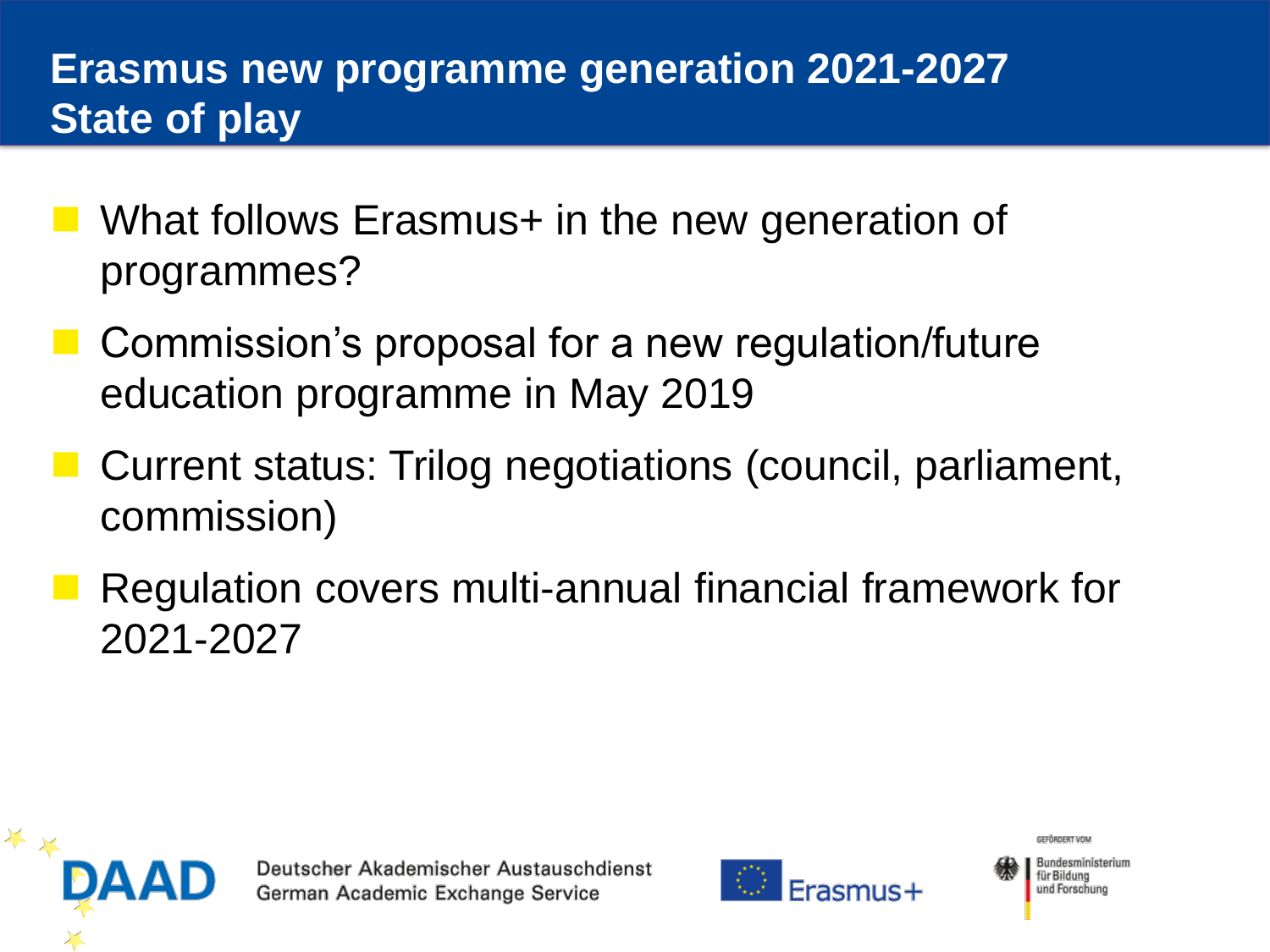# Erasmus new programme generation 2021-2027
## State of play

- What follows Erasmus+ in the new generation of programmes?
- Commission's proposal for a new regulation/future education programme in May 2019
- Current status: Trilog negotiations (council, parliament, commission)
- Regulation covers multi-annual financial framework for 2021-2027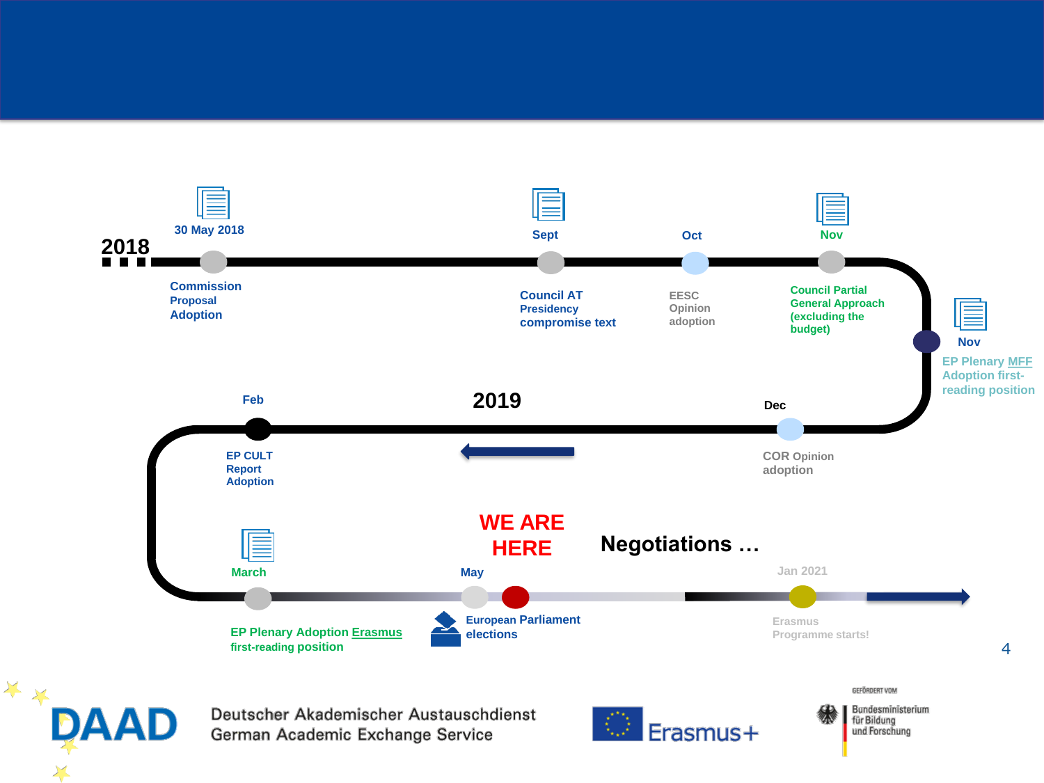**2018**

**30 May 2018**
Commission Proposal Adoption

**Sept**
Council AT Presidency compromise text

**Oct**
EESC Opinion adoption

**Nov**
Council Partial General Approach (excluding the budget)

**Nov**
EP Plenary MFF Adoption first-reading position

**2019**

**Dec**
COR Opinion adoption

**Feb**
EP CULT Report Adoption

**March**
EP Plenary Adoption Erasmus first-reading position

**May**
European Parliament elections

**WE ARE HERE**

**Negotiations …**

**Jan 2021**
Erasmus Programme starts!

DAAD — Deutscher Akademischer Austauschdienst — German Academic Exchange Service

Erasmus+

GEFÖRDERT VOM Bundesministerium für Bildung und Forschung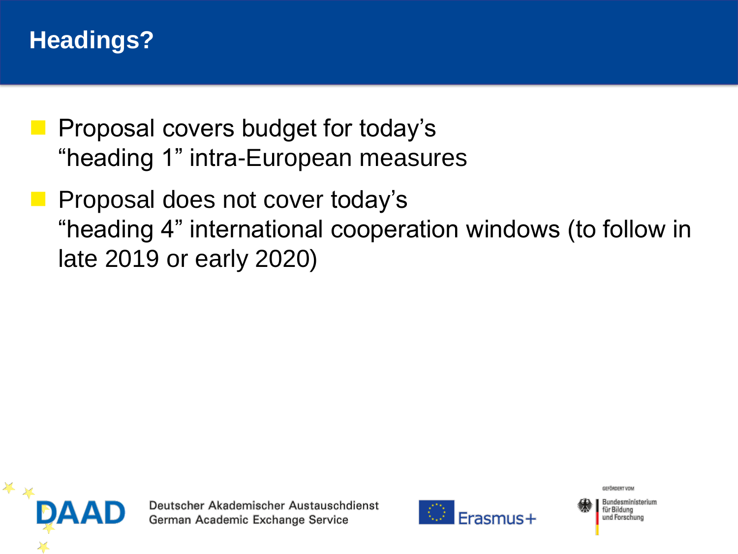# Headings?

- Proposal covers budget for today's "heading 1" intra-European measures
- Proposal does not cover today's "heading 4" international cooperation windows (to follow in late 2019 or early 2020)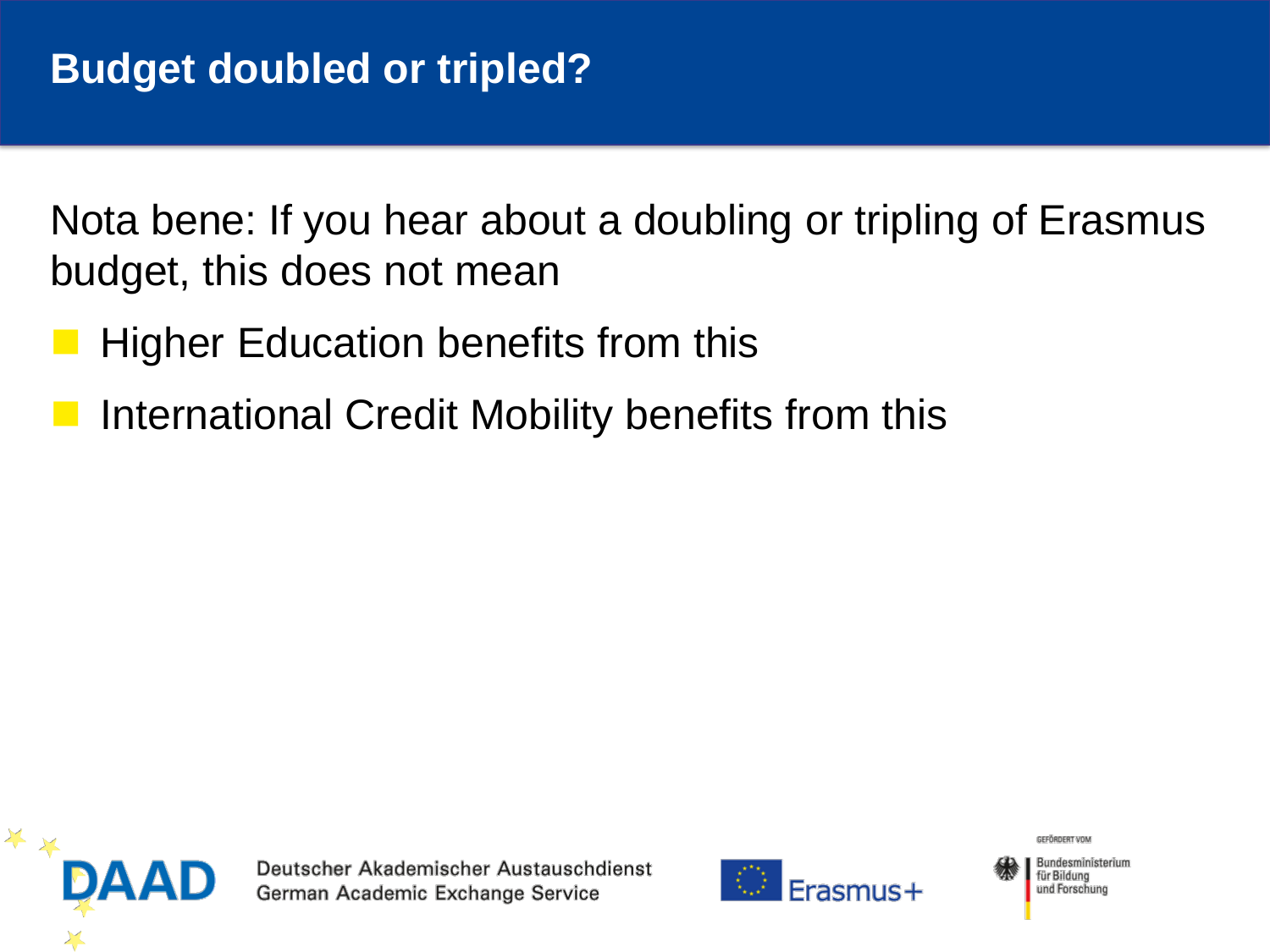# Budget doubled or tripled?

Nota bene: If you hear about a doubling or tripling of Erasmus budget, this does not mean

- Higher Education benefits from this
- International Credit Mobility benefits from this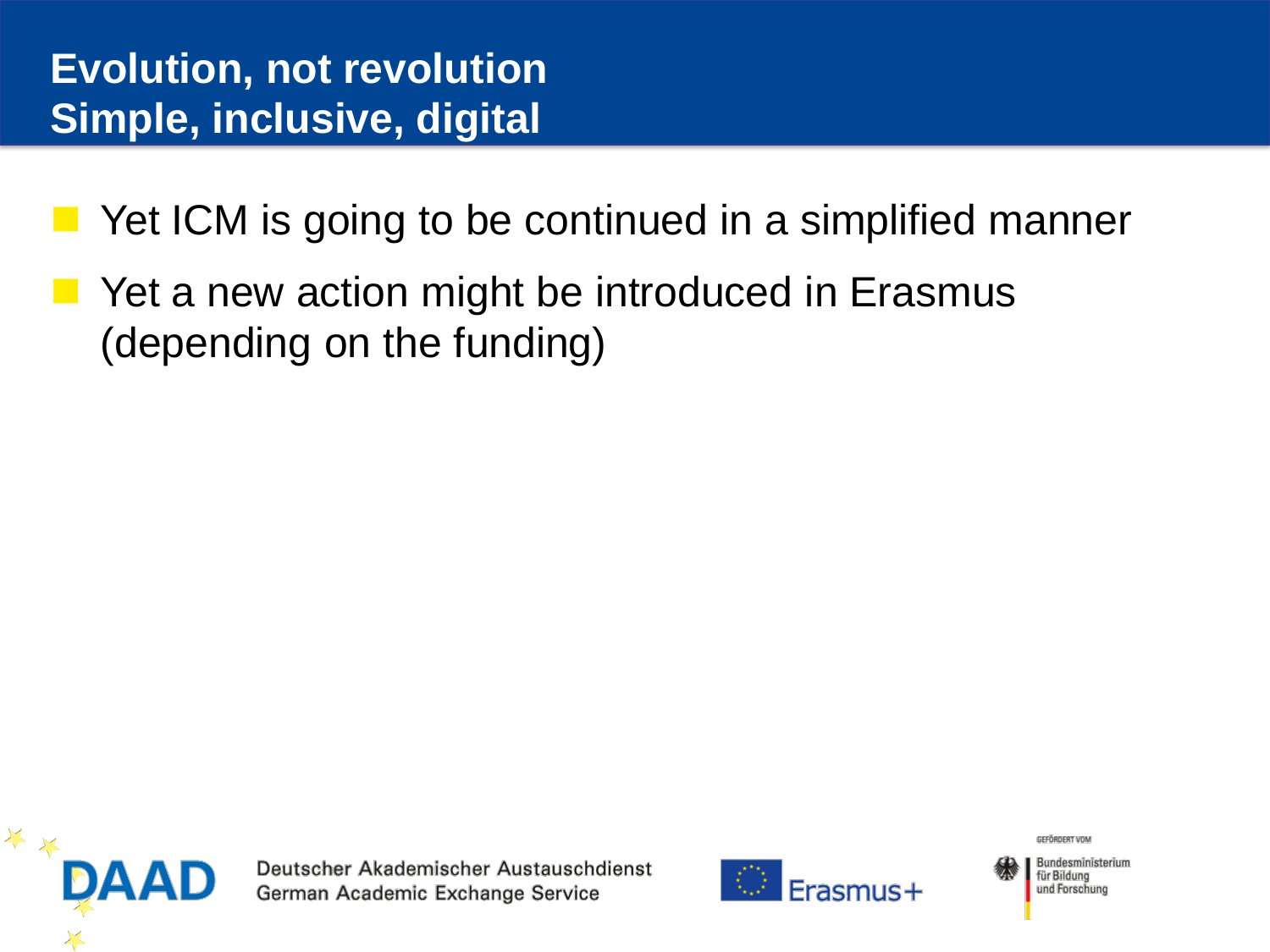# Evolution, not revolution
# Simple, inclusive, digital

- Yet ICM is going to be continued in a simplified manner
- Yet a new action might be introduced in Erasmus (depending on the funding)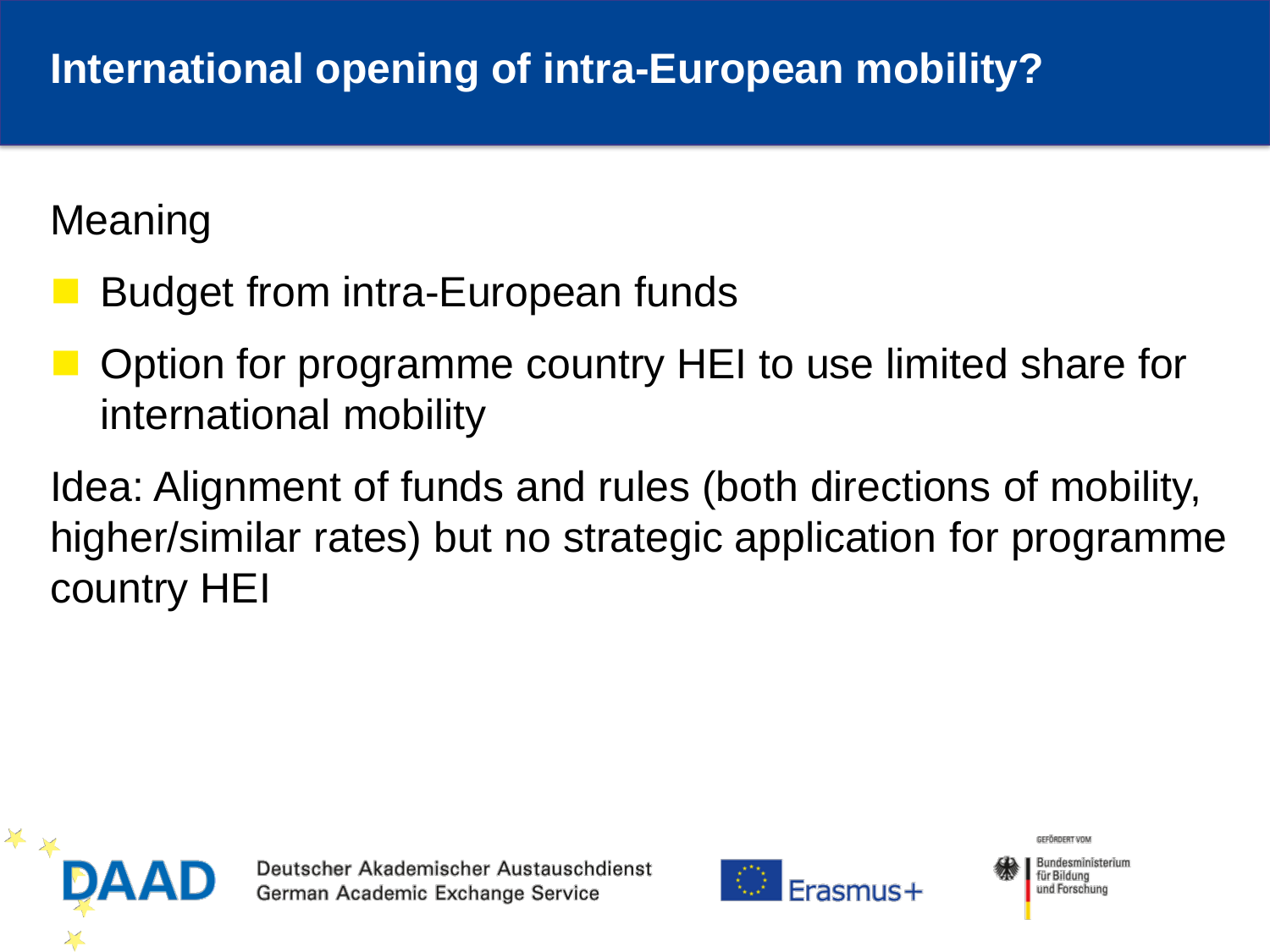# International opening of intra-European mobility?

Meaning

- Budget from intra-European funds
- Option for programme country HEI to use limited share for international mobility

Idea: Alignment of funds and rules (both directions of mobility, higher/similar rates) but no strategic application for programme country HEI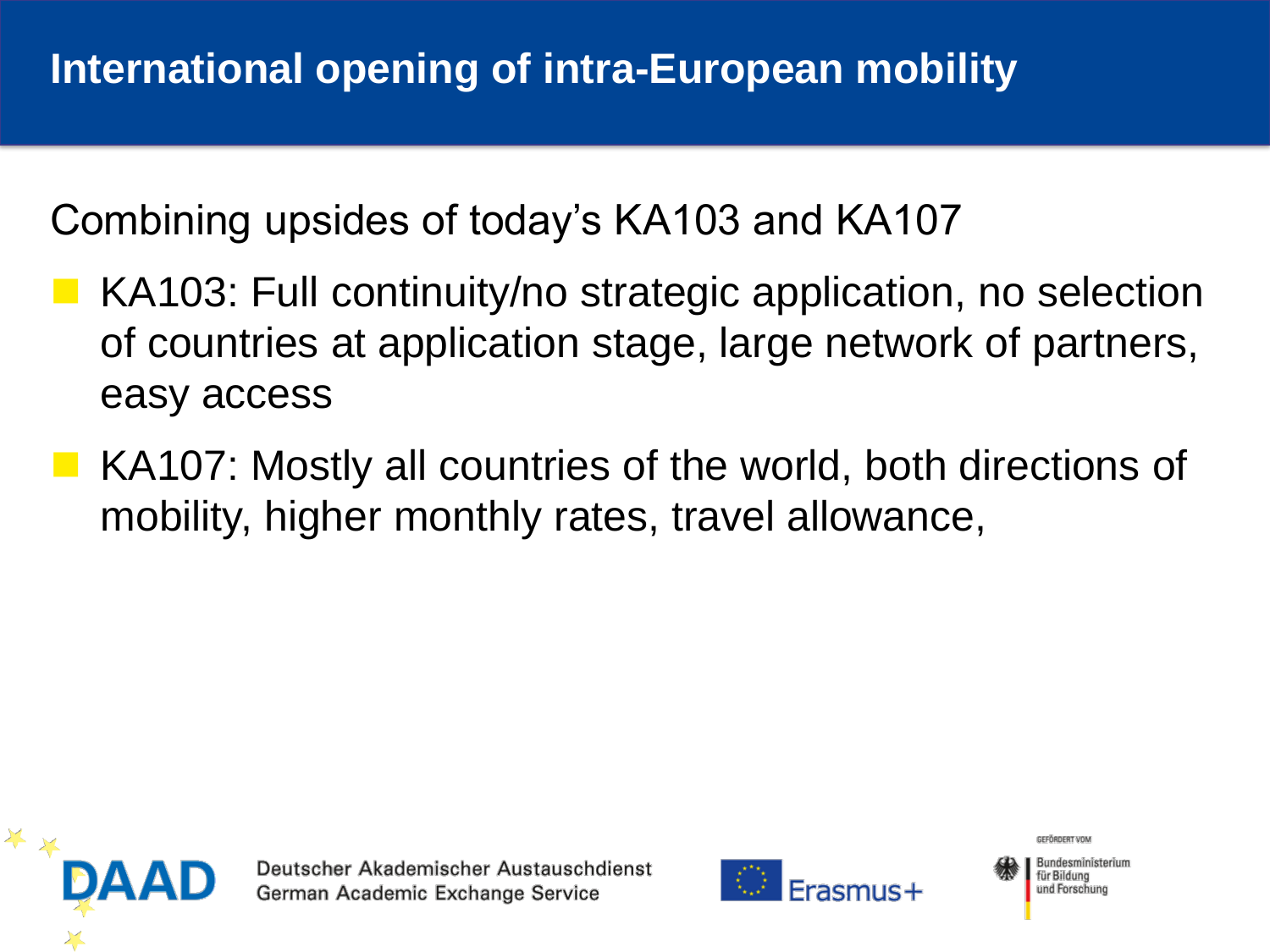# International opening of intra-European mobility

Combining upsides of today's KA103 and KA107

- KA103: Full continuity/no strategic application, no selection of countries at application stage, large network of partners, easy access
- KA107: Mostly all countries of the world, both directions of mobility, higher monthly rates, travel allowance,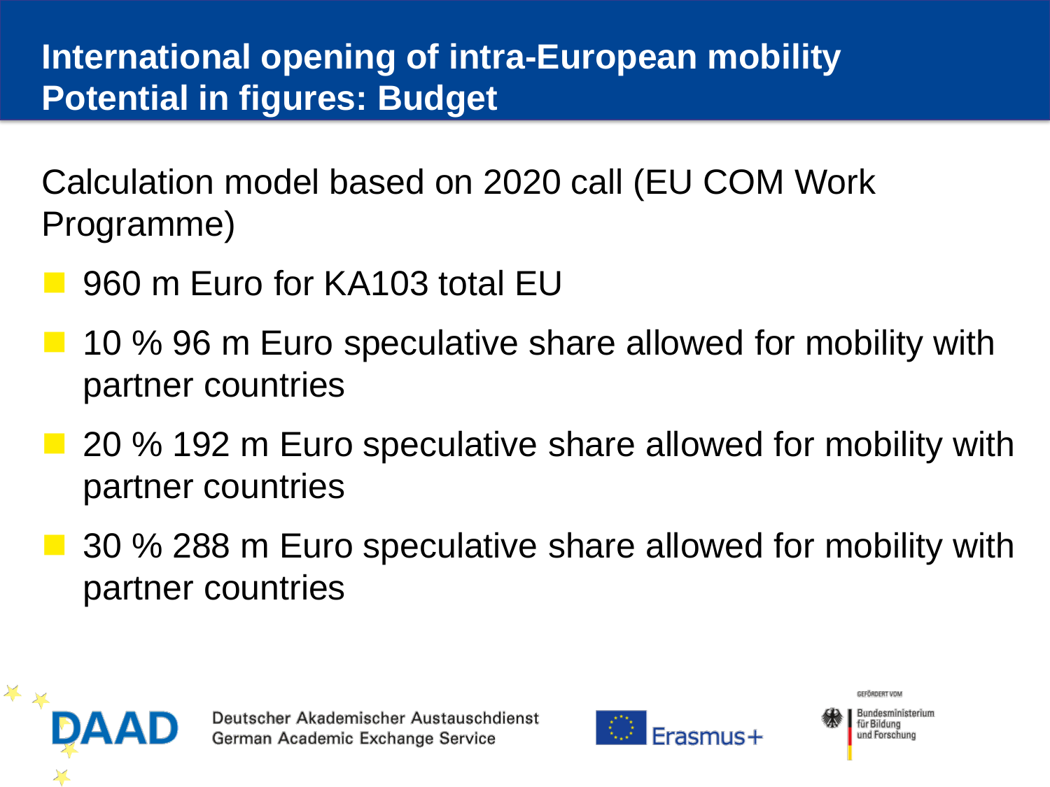# International opening of intra-European mobility
## Potential in figures: Budget

Calculation model based on 2020 call (EU COM Work Programme)

- 960 m Euro for KA103 total EU
- 10 % 96 m Euro speculative share allowed for mobility with partner countries
- 20 % 192 m Euro speculative share allowed for mobility with partner countries
- 30 % 288 m Euro speculative share allowed for mobility with partner countries

DAAD Deutscher Akademischer Austauschdienst German Academic Exchange Service

Erasmus+

GEFÖRDERT VOM Bundesministerium für Bildung und Forschung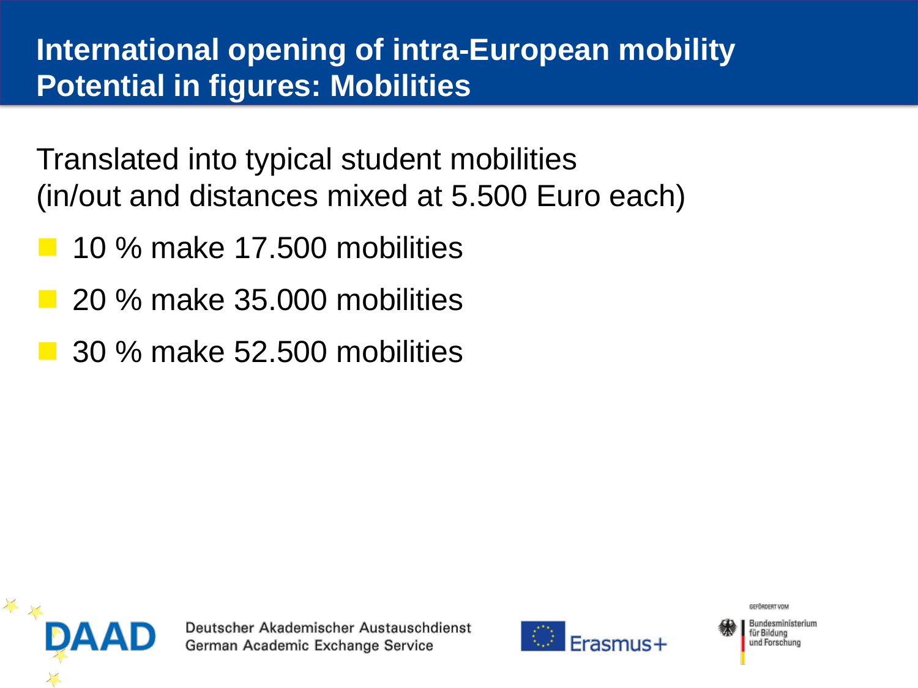# International opening of intra-European mobility
## Potential in figures: Mobilities

Translated into typical student mobilities (in/out and distances mixed at 5.500 Euro each)

- 10 % make 17.500 mobilities
- 20 % make 35.000 mobilities
- 30 % make 52.500 mobilities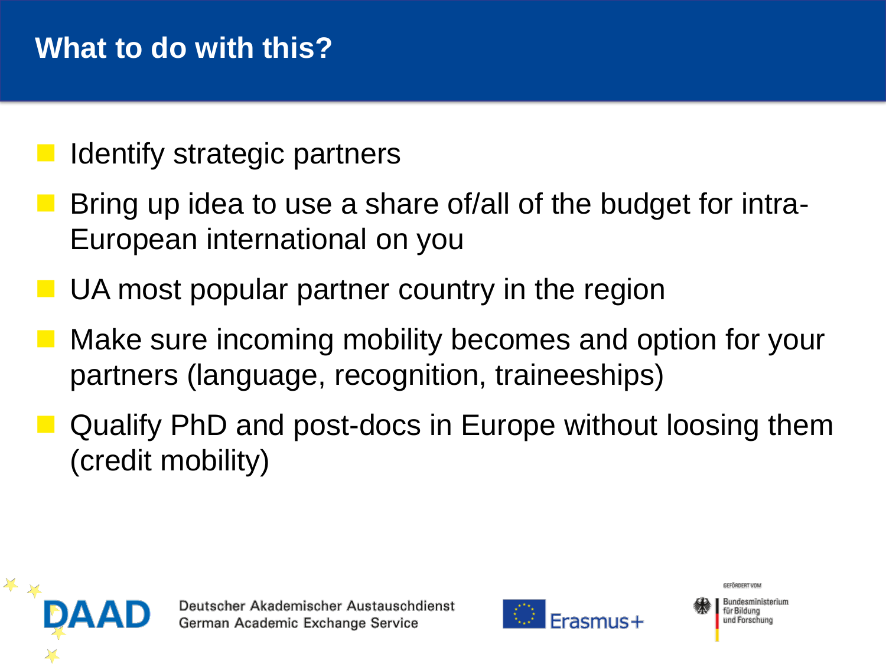# What to do with this?

- Identify strategic partners
- Bring up idea to use a share of/all of the budget for intra-European international on you
- UA most popular partner country in the region
- Make sure incoming mobility becomes and option for your partners (language, recognition, traineeships)
- Qualify PhD and post-docs in Europe without loosing them (credit mobility)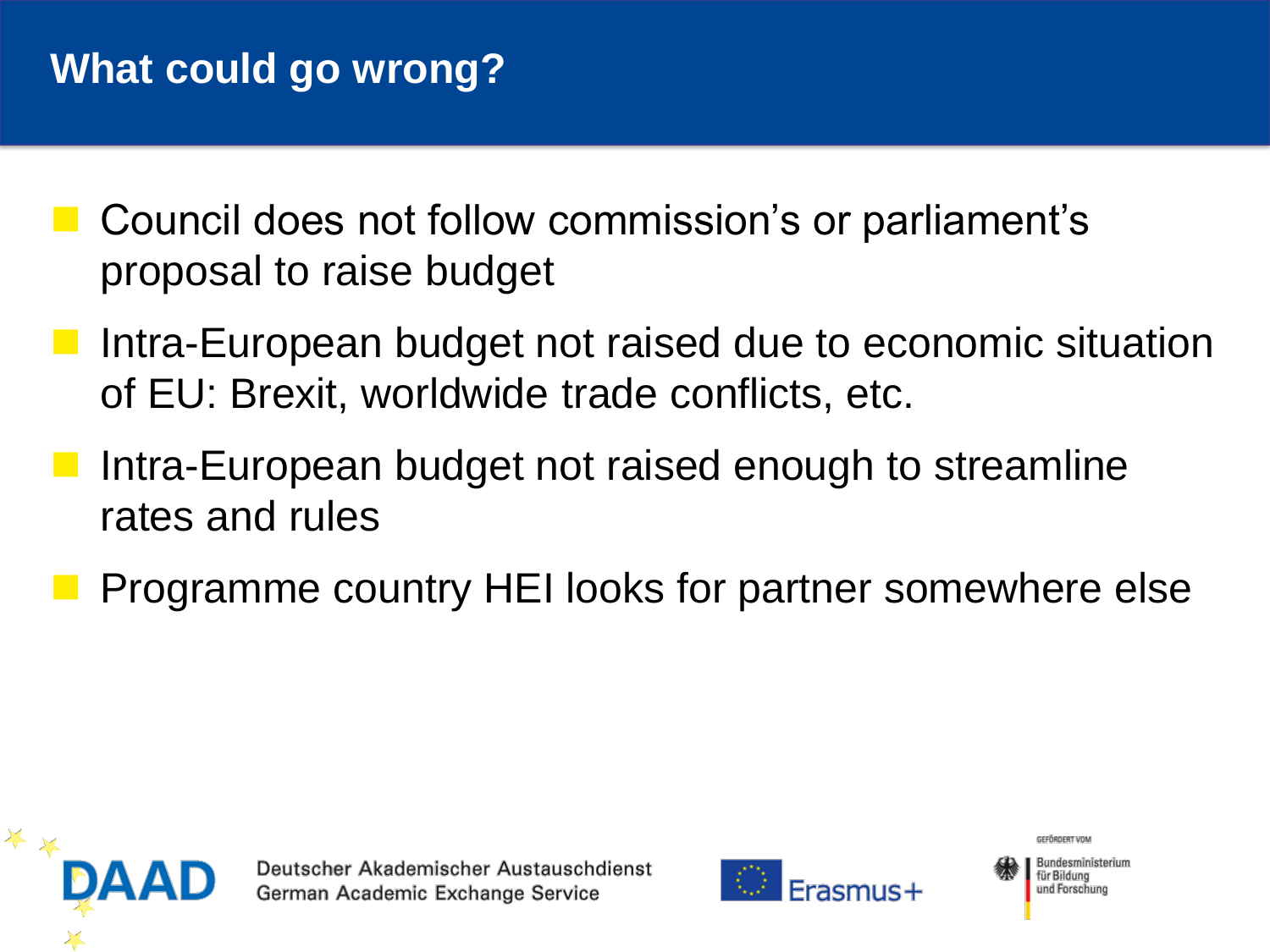## What could go wrong?

- Council does not follow commission's or parliament's proposal to raise budget
- Intra-European budget not raised due to economic situation of EU: Brexit, worldwide trade conflicts, etc.
- Intra-European budget not raised enough to streamline rates and rules
- Programme country HEI looks for partner somewhere else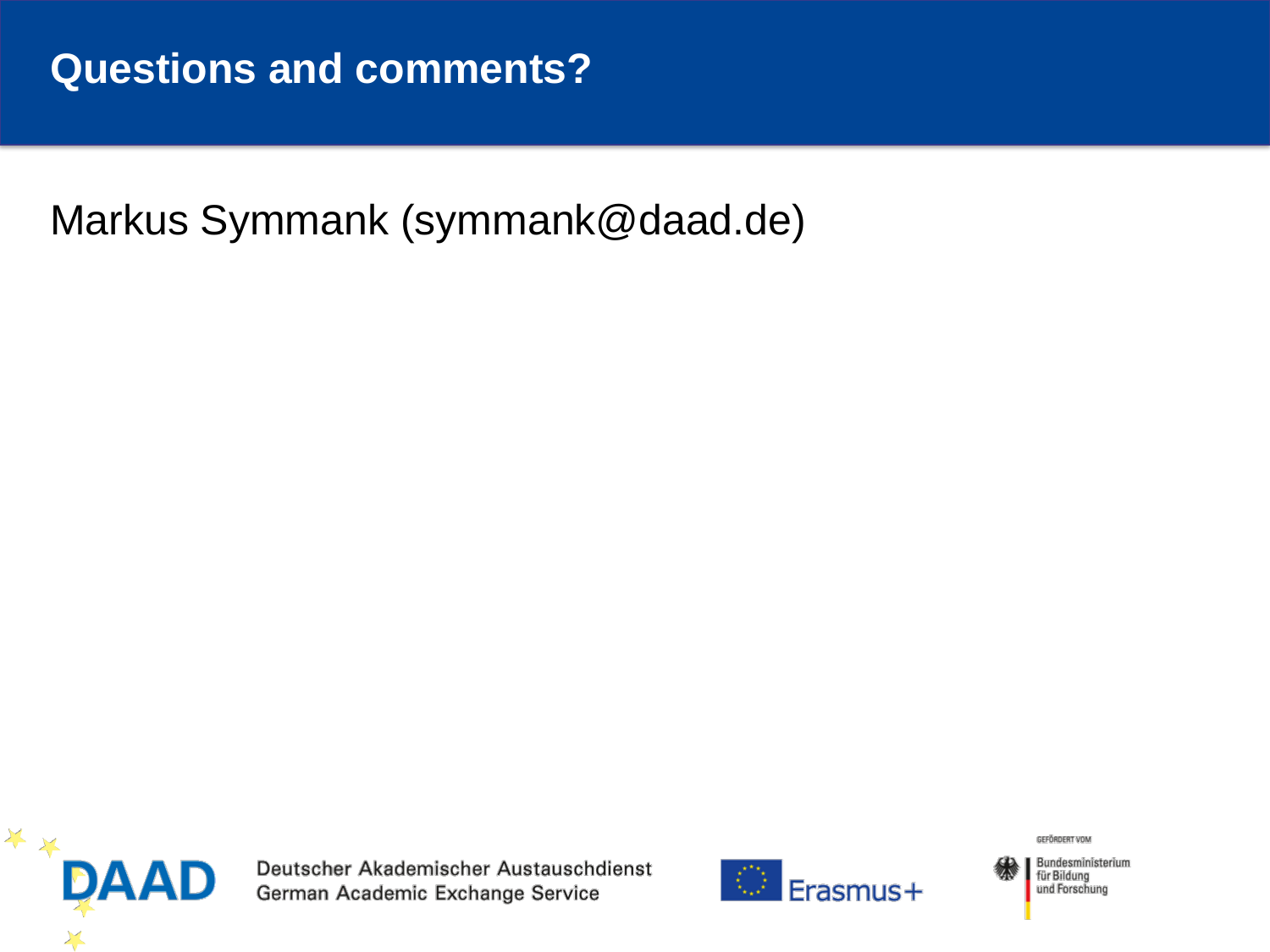# Questions and comments?

Markus Symmank (symmank@daad.de)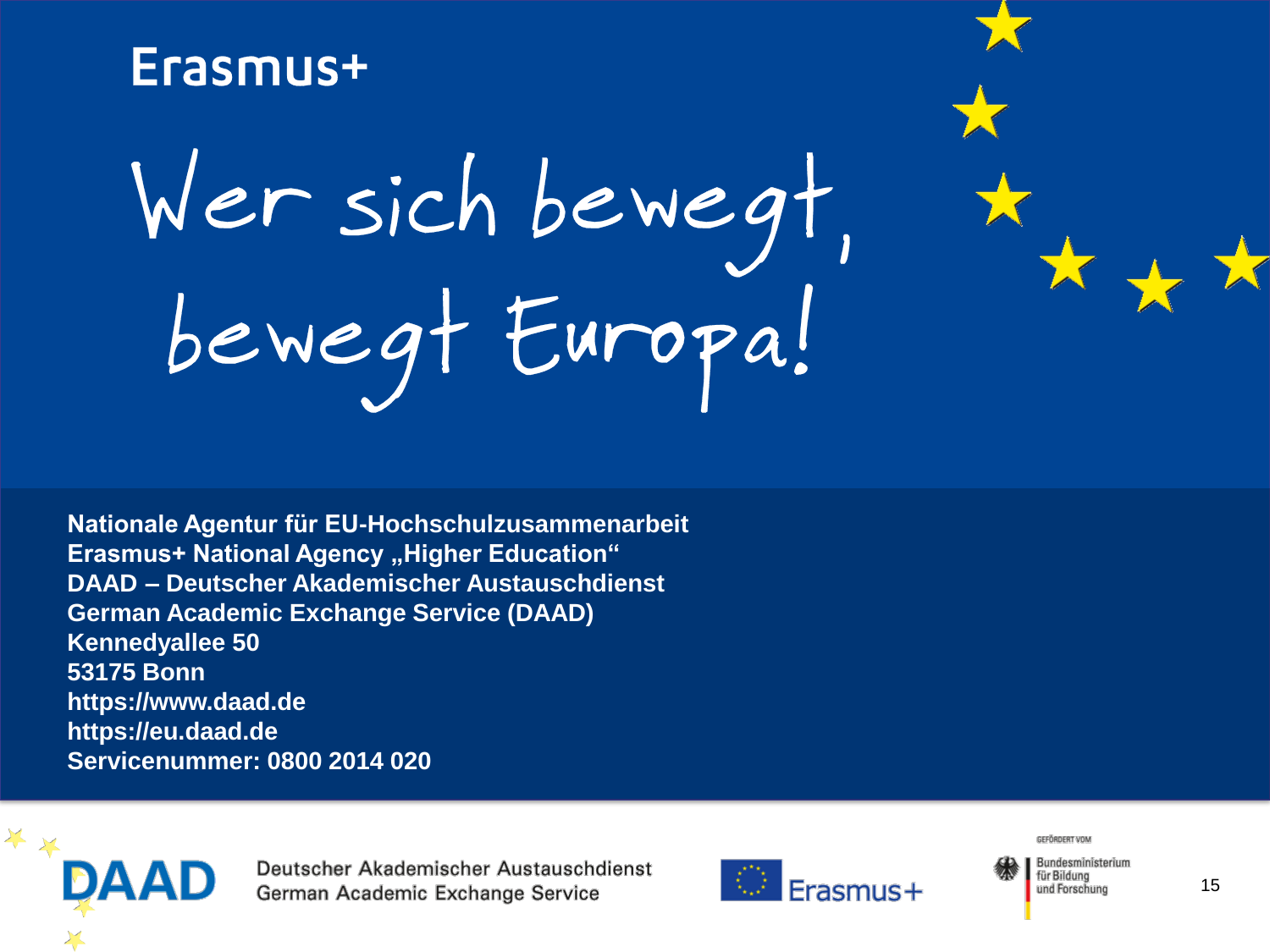Erasmus+

# Wer sich bewegt, bewegt Europa!

**Nationale Agentur für EU-Hochschulzusammenarbeit**
**Erasmus+ National Agency „Higher Education“**
**DAAD – Deutscher Akademischer Austauschdienst**
**German Academic Exchange Service (DAAD)**
**Kennedyallee 50**
**53175 Bonn**
**https://www.daad.de**
**https://eu.daad.de**
**Servicenummer: 0800 2014 020**

DAAD Deutscher Akademischer Austauschdienst German Academic Exchange Service

Erasmus+

GEFÖRDERT VOM Bundesministerium für Bildung und Forschung